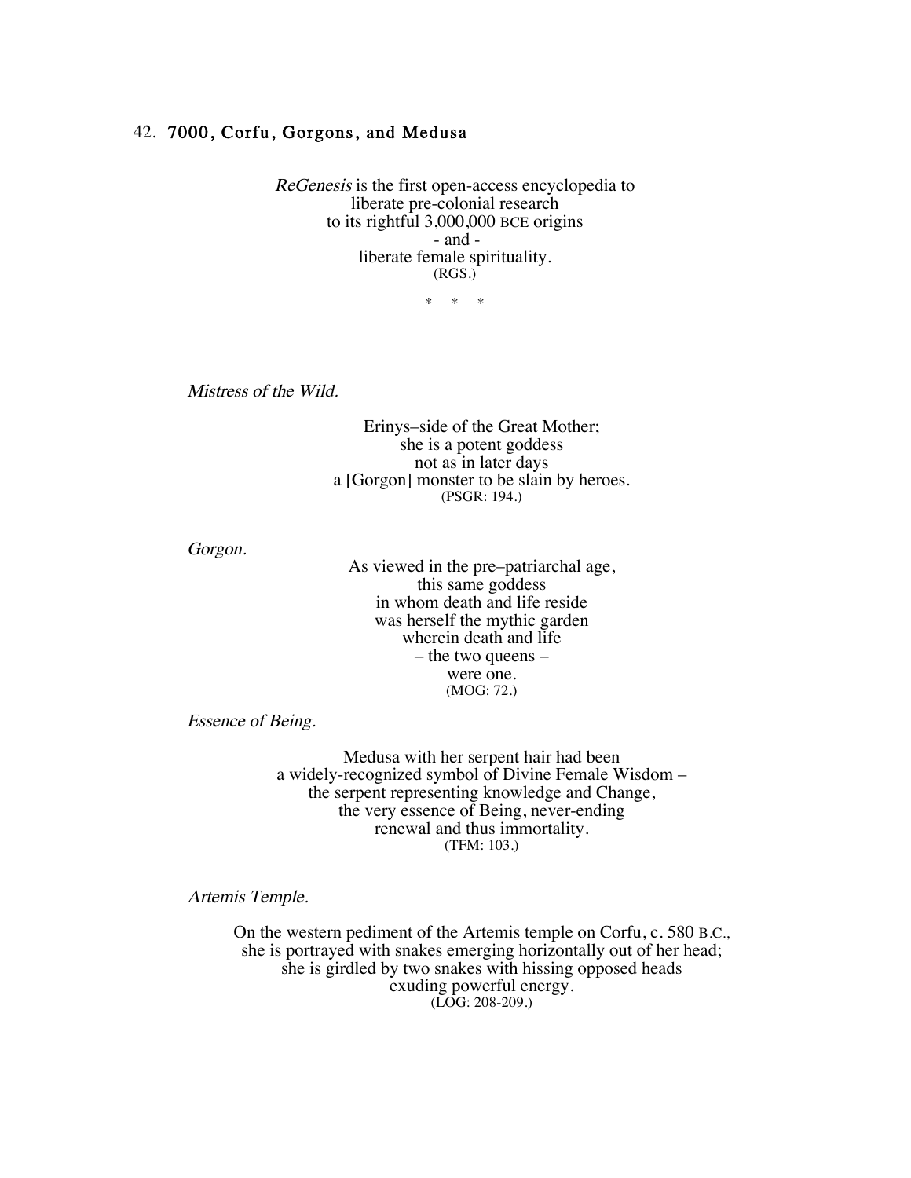## 42. 7000, Corfu, Gorgons, and Medusa

*ReGenesis* is the first open-access encyclopedia to
liberate pre-colonial research
to its rightful 3,000,000 BCE origins
- and -
liberate female spirituality.
(RGS.)

\* \* \*

*Mistress of the Wild.*

Erinys–side of the Great Mother;
she is a potent goddess
not as in later days
a [Gorgon] monster to be slain by heroes.
(PSGR: 194.)

*Gorgon.*

As viewed in the pre–patriarchal age,
this same goddess
in whom death and life reside
was herself the mythic garden
wherein death and life
– the two queens –
were one.
(MOG: 72.)

*Essence of Being.*

Medusa with her serpent hair had been
a widely-recognized symbol of Divine Female Wisdom –
the serpent representing knowledge and Change,
the very essence of Being, never-ending
renewal and thus immortality.
(TFM: 103.)

*Artemis Temple.*

On the western pediment of the Artemis temple on Corfu, c. 580 B.C.,
she is portrayed with snakes emerging horizontally out of her head;
she is girdled by two snakes with hissing opposed heads
exuding powerful energy.
(LOG: 208-209.)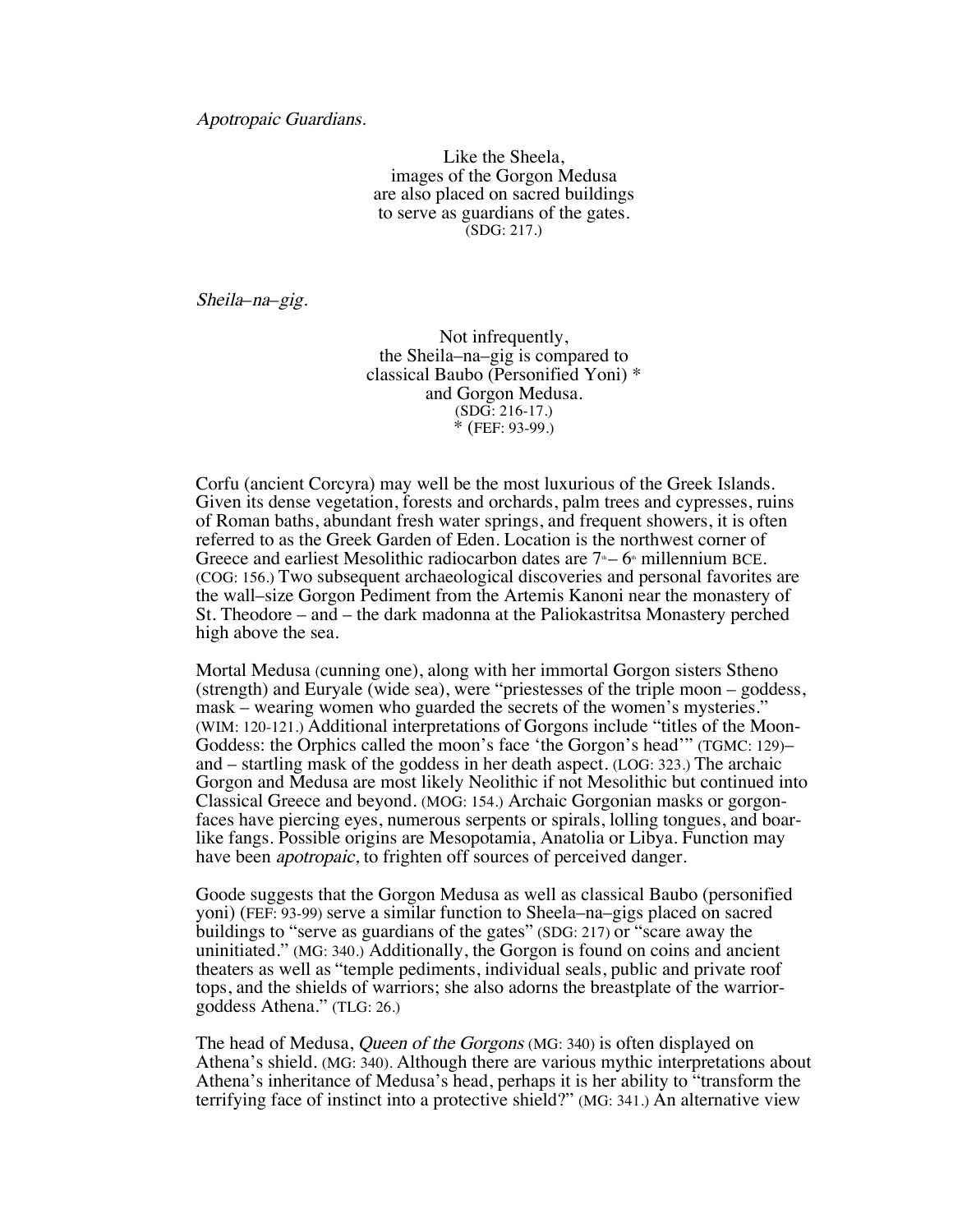*Apotropaic Guardians.*

Like the Sheela,  
images of the Gorgon Medusa  
are also placed on sacred buildings  
to serve as guardians of the gates.  
(SDG: 217.)

*Sheila–na–gig.*

Not infrequently,  
the Sheila–na–gig is compared to  
classical Baubo (Personified Yoni) *  
and Gorgon Medusa.  
(SDG: 216-17.)  
* (FEF: 93-99.)

Corfu (ancient Corcyra) may well be the most luxurious of the Greek Islands. Given its dense vegetation, forests and orchards, palm trees and cypresses, ruins of Roman baths, abundant fresh water springs, and frequent showers, it is often referred to as the Greek Garden of Eden. Location is the northwest corner of Greece and earliest Mesolithic radiocarbon dates are 7th – 6th millennium BCE. (COG: 156.) Two subsequent archaeological discoveries and personal favorites are the wall–size Gorgon Pediment from the Artemis Kanoni near the monastery of St. Theodore – and – the dark madonna at the Paliokastritsa Monastery perched high above the sea.

Mortal Medusa (cunning one), along with her immortal Gorgon sisters Stheno (strength) and Euryale (wide sea), were "priestesses of the triple moon – goddess, mask – wearing women who guarded the secrets of the women's mysteries." (WIM: 120-121.) Additional interpretations of Gorgons include "titles of the Moon-Goddess: the Orphics called the moon's face 'the Gorgon's head'" (TGMC: 129)– and – startling mask of the goddess in her death aspect. (LOG: 323.) The archaic Gorgon and Medusa are most likely Neolithic if not Mesolithic but continued into Classical Greece and beyond. (MOG: 154.) Archaic Gorgonian masks or gorgon-faces have piercing eyes, numerous serpents or spirals, lolling tongues, and boar-like fangs. Possible origins are Mesopotamia, Anatolia or Libya. Function may have been *apotropaic*, to frighten off sources of perceived danger.

Goode suggests that the Gorgon Medusa as well as classical Baubo (personified yoni) (FEF: 93-99) serve a similar function to Sheela–na–gigs placed on sacred buildings to "serve as guardians of the gates" (SDG: 217) or "scare away the uninitiated." (MG: 340.) Additionally, the Gorgon is found on coins and ancient theaters as well as "temple pediments, individual seals, public and private roof tops, and the shields of warriors; she also adorns the breastplate of the warrior-goddess Athena." (TLG: 26.)

The head of Medusa, *Queen of the Gorgons* (MG: 340) is often displayed on Athena's shield. (MG: 340). Although there are various mythic interpretations about Athena's inheritance of Medusa's head, perhaps it is her ability to "transform the terrifying face of instinct into a protective shield?" (MG: 341.) An alternative view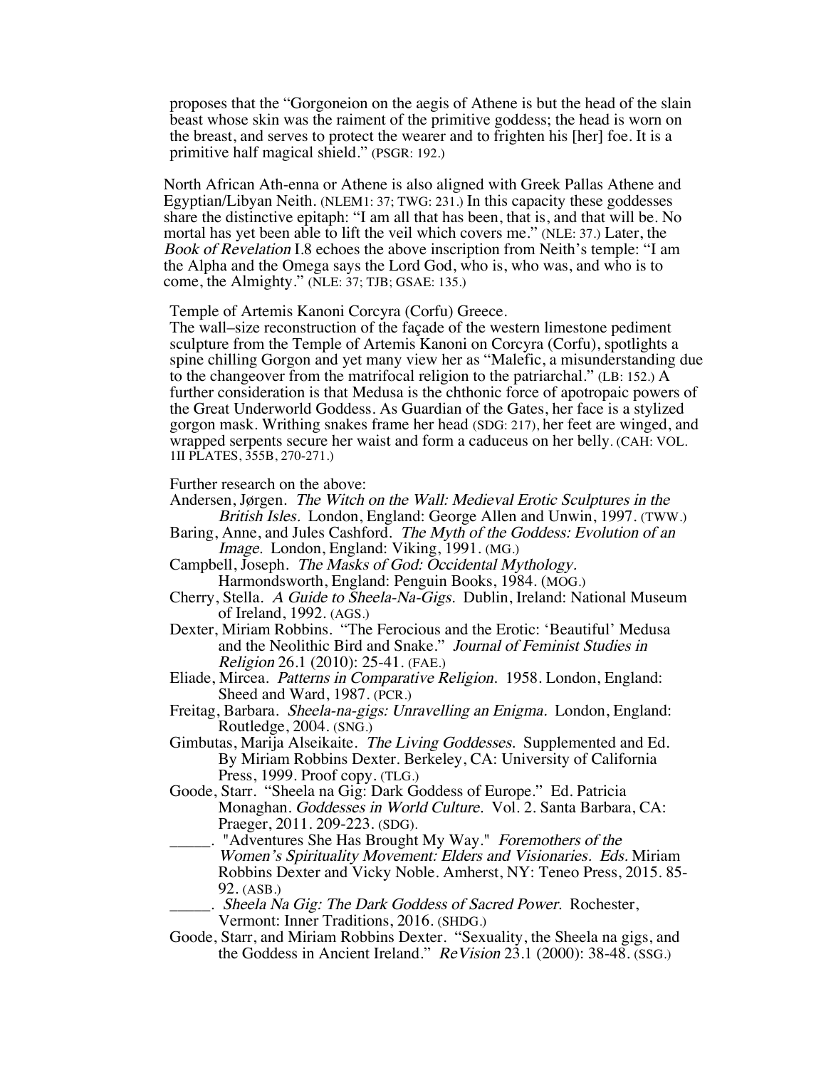proposes that the "Gorgoneion on the aegis of Athene is but the head of the slain beast whose skin was the raiment of the primitive goddess; the head is worn on the breast, and serves to protect the wearer and to frighten his [her] foe. It is a primitive half magical shield." (PSGR: 192.)

North African Ath-enna or Athene is also aligned with Greek Pallas Athene and Egyptian/Libyan Neith. (NLEM1: 37; TWG: 231.) In this capacity these goddesses share the distinctive epitaph: "I am all that has been, that is, and that will be. No mortal has yet been able to lift the veil which covers me." (NLE: 37.) Later, the *Book of Revelation* I.8 echoes the above inscription from Neith's temple: "I am the Alpha and the Omega says the Lord God, who is, who was, and who is to come, the Almighty." (NLE: 37; TJB; GSAE: 135.)

Temple of Artemis Kanoni Corcyra (Corfu) Greece.
The wall–size reconstruction of the façade of the western limestone pediment sculpture from the Temple of Artemis Kanoni on Corcyra (Corfu), spotlights a spine chilling Gorgon and yet many view her as "Malefic, a misunderstanding due to the changeover from the matrifocal religion to the patriarchal." (LB: 152.) A further consideration is that Medusa is the chthonic force of apotropaic powers of the Great Underworld Goddess. As Guardian of the Gates, her face is a stylized gorgon mask. Writhing snakes frame her head (SDG: 217), her feet are winged, and wrapped serpents secure her waist and form a caduceus on her belly. (CAH: VOL. 1II PLATES, 355B, 270-271.)

Further research on the above:

Andersen, Jørgen. *The Witch on the Wall: Medieval Erotic Sculptures in the British Isles.* London, England: George Allen and Unwin, 1997. (TWW.)

Baring, Anne, and Jules Cashford. *The Myth of the Goddess: Evolution of an Image.* London, England: Viking, 1991. (MG.)

Campbell, Joseph. *The Masks of God: Occidental Mythology.* Harmondsworth, England: Penguin Books, 1984. (MOG.)

Cherry, Stella. *A Guide to Sheela-Na-Gigs.* Dublin, Ireland: National Museum of Ireland, 1992. (AGS.)

Dexter, Miriam Robbins. "The Ferocious and the Erotic: 'Beautiful' Medusa and the Neolithic Bird and Snake." *Journal of Feminist Studies in Religion* 26.1 (2010): 25-41. (FAE.)

Eliade, Mircea. *Patterns in Comparative Religion.* 1958. London, England: Sheed and Ward, 1987. (PCR.)

Freitag, Barbara. *Sheela-na-gigs: Unravelling an Enigma.* London, England: Routledge, 2004. (SNG.)

Gimbutas, Marija Alseikaite. *The Living Goddesses.* Supplemented and Ed. By Miriam Robbins Dexter. Berkeley, CA: University of California Press, 1999. Proof copy. (TLG.)

Goode, Starr. "Sheela na Gig: Dark Goddess of Europe." Ed. Patricia Monaghan. *Goddesses in World Culture.* Vol. 2. Santa Barbara, CA: Praeger, 2011. 209-223. (SDG).

_____. "Adventures She Has Brought My Way." *Foremothers of the Women's Spirituality Movement: Elders and Visionaries. Eds.* Miriam Robbins Dexter and Vicky Noble. Amherst, NY: Teneo Press, 2015. 85-92. (ASB.)

_____. *Sheela Na Gig: The Dark Goddess of Sacred Power.* Rochester, Vermont: Inner Traditions, 2016. (SHDG.)

Goode, Starr, and Miriam Robbins Dexter. "Sexuality, the Sheela na gigs, and the Goddess in Ancient Ireland." *ReVision* 23.1 (2000): 38-48. (SSG.)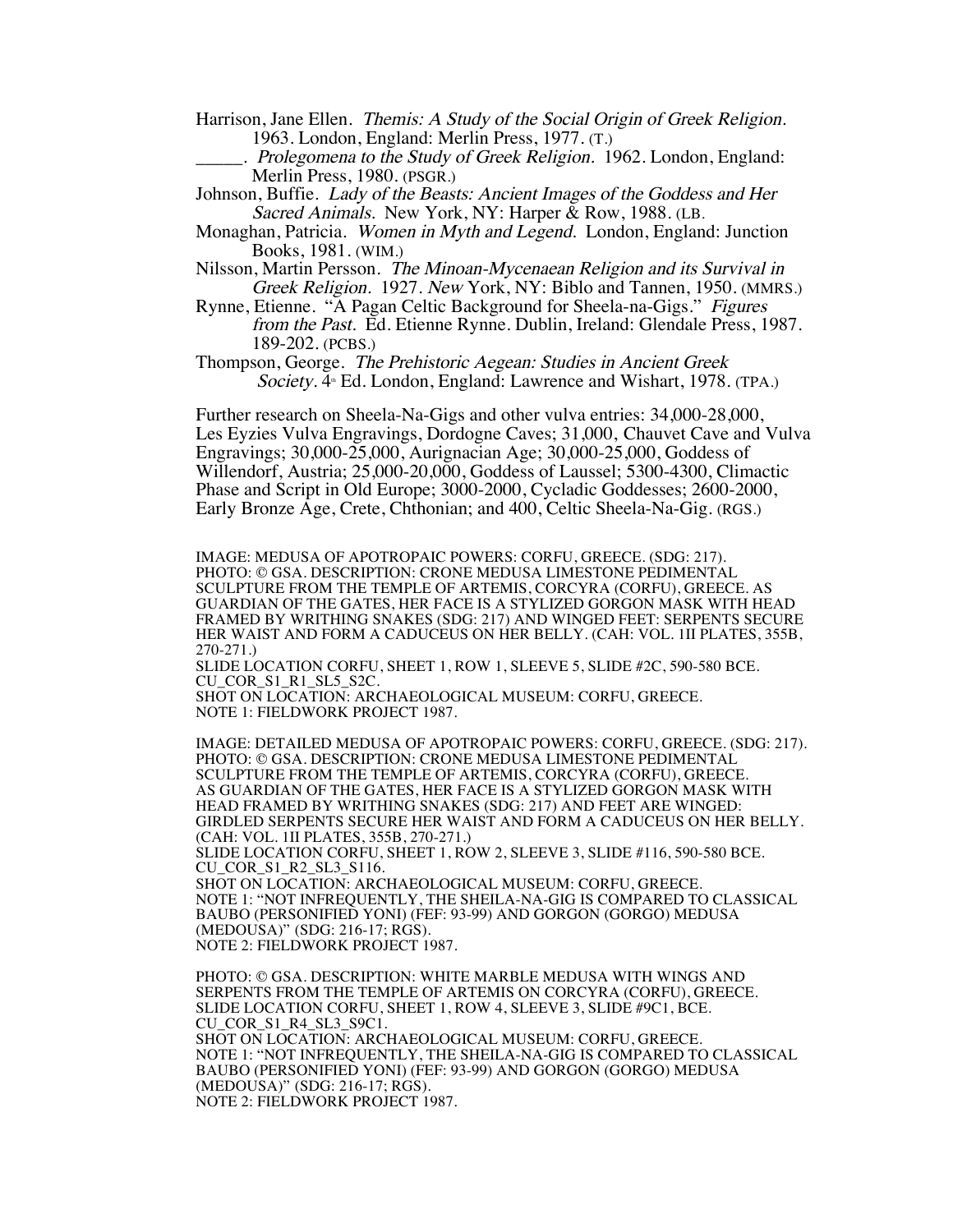Harrison, Jane Ellen. *Themis: A Study of the Social Origin of Greek Religion.* 1963. London, England: Merlin Press, 1977. (T.)

_____. *Prolegomena to the Study of Greek Religion.* 1962. London, England: Merlin Press, 1980. (PSGR.)

Johnson, Buffie. *Lady of the Beasts: Ancient Images of the Goddess and Her Sacred Animals.* New York, NY: Harper & Row, 1988. (LB.

Monaghan, Patricia. *Women in Myth and Legend.* London, England: Junction Books, 1981. (WIM.)

Nilsson, Martin Persson. *The Minoan-Mycenaean Religion and its Survival in Greek Religion.* 1927. *New* York, NY: Biblo and Tannen, 1950. (MMRS.)

Rynne, Etienne. "A Pagan Celtic Background for Sheela-na-Gigs." *Figures from the Past.* Ed. Etienne Rynne. Dublin, Ireland: Glendale Press, 1987. 189-202. (PCBS.)

Thompson, George. *The Prehistoric Aegean: Studies in Ancient Greek Society.* 4th Ed. London, England: Lawrence and Wishart, 1978. (TPA.)

Further research on Sheela-Na-Gigs and other vulva entries: 34,000-28,000, Les Eyzies Vulva Engravings, Dordogne Caves; 31,000, Chauvet Cave and Vulva Engravings; 30,000-25,000, Aurignacian Age; 30,000-25,000, Goddess of Willendorf, Austria; 25,000-20,000, Goddess of Laussel; 5300-4300, Climactic Phase and Script in Old Europe; 3000-2000, Cycladic Goddesses; 2600-2000, Early Bronze Age, Crete, Chthonian; and 400, Celtic Sheela-Na-Gig. (RGS.)

IMAGE: MEDUSA OF APOTROPAIC POWERS: CORFU, GREECE. (SDG: 217).
PHOTO: © GSA. DESCRIPTION: CRONE MEDUSA LIMESTONE PEDIMENTAL SCULPTURE FROM THE TEMPLE OF ARTEMIS, CORCYRA (CORFU), GREECE. AS GUARDIAN OF THE GATES, HER FACE IS A STYLIZED GORGON MASK WITH HEAD FRAMED BY WRITHING SNAKES (SDG: 217) AND WINGED FEET: SERPENTS SECURE HER WAIST AND FORM A CADUCEUS ON HER BELLY. (CAH: VOL. 1II PLATES, 355B, 270-271.)
SLIDE LOCATION CORFU, SHEET 1, ROW 1, SLEEVE 5, SLIDE #2C, 590-580 BCE.
CU_COR_S1_R1_SL5_S2C.
SHOT ON LOCATION: ARCHAEOLOGICAL MUSEUM: CORFU, GREECE.
NOTE 1: FIELDWORK PROJECT 1987.

IMAGE: DETAILED MEDUSA OF APOTROPAIC POWERS: CORFU, GREECE. (SDG: 217).
PHOTO: © GSA. DESCRIPTION: CRONE MEDUSA LIMESTONE PEDIMENTAL SCULPTURE FROM THE TEMPLE OF ARTEMIS, CORCYRA (CORFU), GREECE. AS GUARDIAN OF THE GATES, HER FACE IS A STYLIZED GORGON MASK WITH HEAD FRAMED BY WRITHING SNAKES (SDG: 217) AND FEET ARE WINGED: GIRDLED SERPENTS SECURE HER WAIST AND FORM A CADUCEUS ON HER BELLY. (CAH: VOL. 1II PLATES, 355B, 270-271.)
SLIDE LOCATION CORFU, SHEET 1, ROW 2, SLEEVE 3, SLIDE #116, 590-580 BCE.
CU_COR_S1_R2_SL3_S116.
SHOT ON LOCATION: ARCHAEOLOGICAL MUSEUM: CORFU, GREECE.
NOTE 1: "NOT INFREQUENTLY, THE SHEELA-NA-GIG IS COMPARED TO CLASSICAL BAUBO (PERSONIFIED YONI) (FEF: 93-99) AND GORGON (GORGO) MEDUSA (MEDOUSA)" (SDG: 216-17; RGS).
NOTE 2: FIELDWORK PROJECT 1987.

PHOTO: © GSA. DESCRIPTION: WHITE MARBLE MEDUSA WITH WINGS AND SERPENTS FROM THE TEMPLE OF ARTEMIS ON CORCYRA (CORFU), GREECE.
SLIDE LOCATION CORFU, SHEET 1, ROW 4, SLEEVE 3, SLIDE #9C1, BCE.
CU_COR_S1_R4_SL3_S9C1.
SHOT ON LOCATION: ARCHAEOLOGICAL MUSEUM: CORFU, GREECE.
NOTE 1: "NOT INFREQUENTLY, THE SHEILA-NA-GIG IS COMPARED TO CLASSICAL BAUBO (PERSONIFIED YONI) (FEF: 93-99) AND GORGON (GORGO) MEDUSA (MEDOUSA)" (SDG: 216-17; RGS).
NOTE 2: FIELDWORK PROJECT 1987.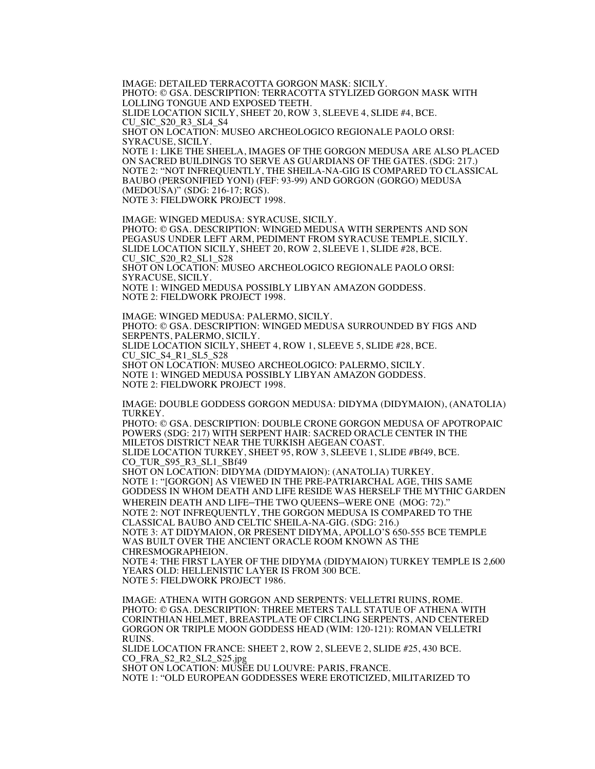IMAGE: DETAILED TERRACOTTA GORGON MASK: SICILY.
PHOTO: © GSA. DESCRIPTION: TERRACOTTA STYLIZED GORGON MASK WITH LOLLING TONGUE AND EXPOSED TEETH.
SLIDE LOCATION SICILY, SHEET 20, ROW 3, SLEEVE 4, SLIDE #4, BCE.
CU_SIC_S20_R3_SL4_S4
SHOT ON LOCATION: MUSEO ARCHEOLOGICO REGIONALE PAOLO ORSI: SYRACUSE, SICILY.
NOTE 1: LIKE THE SHEELA, IMAGES OF THE GORGON MEDUSA ARE ALSO PLACED ON SACRED BUILDINGS TO SERVE AS GUARDIANS OF THE GATES. (SDG: 217.)
NOTE 2: "NOT INFREQUENTLY, THE SHEILA-NA-GIG IS COMPARED TO CLASSICAL BAUBO (PERSONIFIED YONI) (FEF: 93-99) AND GORGON (GORGO) MEDUSA (MEDOUSA)" (SDG: 216-17; RGS).
NOTE 3: FIELDWORK PROJECT 1998.

IMAGE: WINGED MEDUSA: SYRACUSE, SICILY.
PHOTO: © GSA. DESCRIPTION: WINGED MEDUSA WITH SERPENTS AND SON PEGASUS UNDER LEFT ARM, PEDIMENT FROM SYRACUSE TEMPLE, SICILY.
SLIDE LOCATION SICILY, SHEET 20, ROW 2, SLEEVE 1, SLIDE #28, BCE.
CU_SIC_S20_R2_SL1_S28
SHOT ON LOCATION: MUSEO ARCHEOLOGICO REGIONALE PAOLO ORSI: SYRACUSE, SICILY.
NOTE 1: WINGED MEDUSA POSSIBLY LIBYAN AMAZON GODDESS.
NOTE 2: FIELDWORK PROJECT 1998.

IMAGE: WINGED MEDUSA: PALERMO, SICILY.
PHOTO: © GSA. DESCRIPTION: WINGED MEDUSA SURROUNDED BY FIGS AND SERPENTS, PALERMO, SICILY.
SLIDE LOCATION SICILY, SHEET 4, ROW 1, SLEEVE 5, SLIDE #28, BCE.
CU_SIC_S4_R1_SL5_S28
SHOT ON LOCATION: MUSEO ARCHEOLOGICO: PALERMO, SICILY.
NOTE 1: WINGED MEDUSA POSSIBLY LIBYAN AMAZON GODDESS.
NOTE 2: FIELDWORK PROJECT 1998.

IMAGE: DOUBLE GODDESS GORGON MEDUSA: DIDYMA (DIDYMAION), (ANATOLIA) TURKEY.
PHOTO: © GSA. DESCRIPTION: DOUBLE CRONE GORGON MEDUSA OF APOTROPAIC POWERS (SDG: 217) WITH SERPENT HAIR: SACRED ORACLE CENTER IN THE MILETOS DISTRICT NEAR THE TURKISH AEGEAN COAST.
SLIDE LOCATION TURKEY, SHEET 95, ROW 3, SLEEVE 1, SLIDE #Bf49, BCE.
CO_TUR_S95_R3_SL1_SBf49
SHOT ON LOCATION: DIDYMA (DIDYMAION): (ANATOLIA) TURKEY.
NOTE 1: "[GORGON] AS VIEWED IN THE PRE-PATRIARCHAL AGE, THIS SAME GODDESS IN WHOM DEATH AND LIFE RESIDE WAS HERSELF THE MYTHIC GARDEN WHEREIN DEATH AND LIFE–THE TWO QUEENS–WERE ONE (MOG: 72)."
NOTE 2: NOT INFREQUENTLY, THE GORGON MEDUSA IS COMPARED TO THE CLASSICAL BAUBO AND CELTIC SHEILA-NA-GIG. (SDG: 216.)
NOTE 3: AT DIDYMAION, OR PRESENT DIDYMA, APOLLO'S 650-555 BCE TEMPLE WAS BUILT OVER THE ANCIENT ORACLE ROOM KNOWN AS THE CHRESMOGRAPHEION.
NOTE 4: THE FIRST LAYER OF THE DIDYMA (DIDYMAION) TURKEY TEMPLE IS 2,600 YEARS OLD: HELLENISTIC LAYER IS FROM 300 BCE.
NOTE 5: FIELDWORK PROJECT 1986.

IMAGE: ATHENA WITH GORGON AND SERPENTS: VELLETRI RUINS, ROME.
PHOTO: © GSA. DESCRIPTION: THREE METERS TALL STATUE OF ATHENA WITH CORINTHIAN HELMET, BREASTPLATE OF CIRCLING SERPENTS, AND CENTERED GORGON OR TRIPLE MOON GODDESS HEAD (WIM: 120-121): ROMAN VELLETRI RUINS.
SLIDE LOCATION FRANCE: SHEET 2, ROW 2, SLEEVE 2, SLIDE #25, 430 BCE.
CO_FRA_S2_R2_SL2_S25.jpg
SHOT ON LOCATION: MUSÉE DU LOUVRE: PARIS, FRANCE.
NOTE 1: "OLD EUROPEAN GODDESSES WERE EROTICIZED, MILITARIZED TO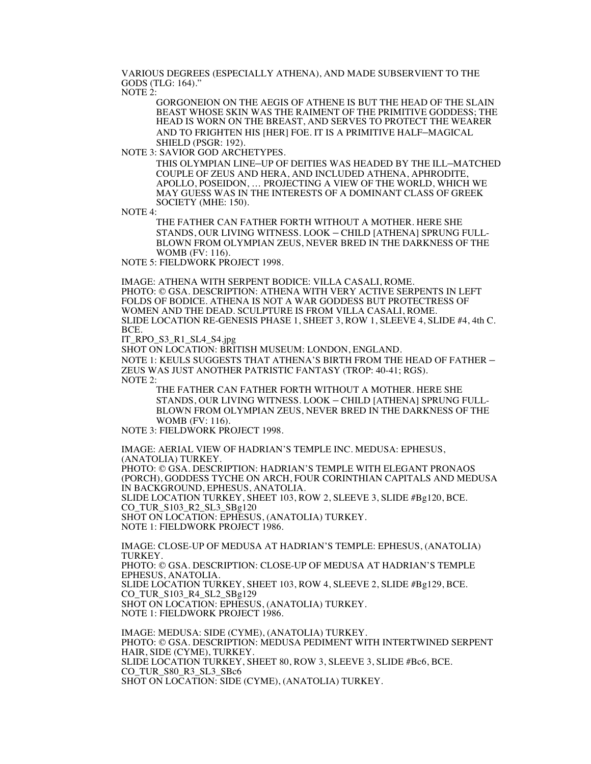VARIOUS DEGREES (ESPECIALLY ATHENA), AND MADE SUBSERVIENT TO THE GODS (TLG: 164)."

NOTE 2:

> GORGONEION ON THE AEGIS OF ATHENE IS BUT THE HEAD OF THE SLAIN BEAST WHOSE SKIN WAS THE RAIMENT OF THE PRIMITIVE GODDESS; THE HEAD IS WORN ON THE BREAST, AND SERVES TO PROTECT THE WEARER AND TO FRIGHTEN HIS [HER] FOE. IT IS A PRIMITIVE HALF–MAGICAL SHIELD (PSGR: 192).

NOTE 3: SAVIOR GOD ARCHETYPES.

> THIS OLYMPIAN LINE–UP OF DEITIES WAS HEADED BY THE ILL–MATCHED COUPLE OF ZEUS AND HERA, AND INCLUDED ATHENA, APHRODITE, APOLLO, POSEIDON, … PROJECTING A VIEW OF THE WORLD, WHICH WE MAY GUESS WAS IN THE INTERESTS OF A DOMINANT CLASS OF GREEK SOCIETY (MHE: 150).

NOTE 4:

> THE FATHER CAN FATHER FORTH WITHOUT A MOTHER. HERE SHE STANDS, OUR LIVING WITNESS. LOOK – CHILD [ATHENA] SPRUNG FULL-BLOWN FROM OLYMPIAN ZEUS, NEVER BRED IN THE DARKNESS OF THE WOMB (FV: 116).

NOTE 5: FIELDWORK PROJECT 1998.

IMAGE: ATHENA WITH SERPENT BODICE: VILLA CASALI, ROME.
PHOTO: © GSA. DESCRIPTION: ATHENA WITH VERY ACTIVE SERPENTS IN LEFT FOLDS OF BODICE. ATHENA IS NOT A WAR GODDESS BUT PROTECTRESS OF WOMEN AND THE DEAD. SCULPTURE IS FROM VILLA CASALI, ROME.
SLIDE LOCATION RE-GENESIS PHASE 1, SHEET 3, ROW 1, SLEEVE 4, SLIDE #4, 4th C. BCE.
IT_RPO_S3_R1_SL4_S4.jpg
SHOT ON LOCATION: BRITISH MUSEUM: LONDON, ENGLAND.
NOTE 1: KEULS SUGGESTS THAT ATHENA'S BIRTH FROM THE HEAD OF FATHER – ZEUS WAS JUST ANOTHER PATRISTIC FANTASY (TROP: 40-41; RGS).
NOTE 2:

> THE FATHER CAN FATHER FORTH WITHOUT A MOTHER. HERE SHE STANDS, OUR LIVING WITNESS. LOOK – CHILD [ATHENA] SPRUNG FULL-BLOWN FROM OLYMPIAN ZEUS, NEVER BRED IN THE DARKNESS OF THE WOMB (FV: 116).

NOTE 3: FIELDWORK PROJECT 1998.

IMAGE: AERIAL VIEW OF HADRIAN'S TEMPLE INC. MEDUSA: EPHESUS, (ANATOLIA) TURKEY.
PHOTO: © GSA. DESCRIPTION: HADRIAN'S TEMPLE WITH ELEGANT PRONAOS (PORCH), GODDESS TYCHE ON ARCH, FOUR CORINTHIAN CAPITALS AND MEDUSA IN BACKGROUND, EPHESUS, ANATOLIA.
SLIDE LOCATION TURKEY, SHEET 103, ROW 2, SLEEVE 3, SLIDE #Bg120, BCE.
CO_TUR_S103_R2_SL3_SBg120
SHOT ON LOCATION: EPHESUS, (ANATOLIA) TURKEY.
NOTE 1: FIELDWORK PROJECT 1986.

IMAGE: CLOSE-UP OF MEDUSA AT HADRIAN'S TEMPLE: EPHESUS, (ANATOLIA) TURKEY.
PHOTO: © GSA. DESCRIPTION: CLOSE-UP OF MEDUSA AT HADRIAN'S TEMPLE EPHESUS, ANATOLIA.
SLIDE LOCATION TURKEY, SHEET 103, ROW 4, SLEEVE 2, SLIDE #Bg129, BCE.
CO_TUR_S103_R4_SL2_SBg129
SHOT ON LOCATION: EPHESUS, (ANATOLIA) TURKEY.
NOTE 1: FIELDWORK PROJECT 1986.

IMAGE: MEDUSA: SIDE (CYME), (ANATOLIA) TURKEY.
PHOTO: © GSA. DESCRIPTION: MEDUSA PEDIMENT WITH INTERTWINED SERPENT HAIR, SIDE (CYME), TURKEY.
SLIDE LOCATION TURKEY, SHEET 80, ROW 3, SLEEVE 3, SLIDE #Bc6, BCE.
CO_TUR_S80_R3_SL3_SBc6
SHOT ON LOCATION: SIDE (CYME), (ANATOLIA) TURKEY.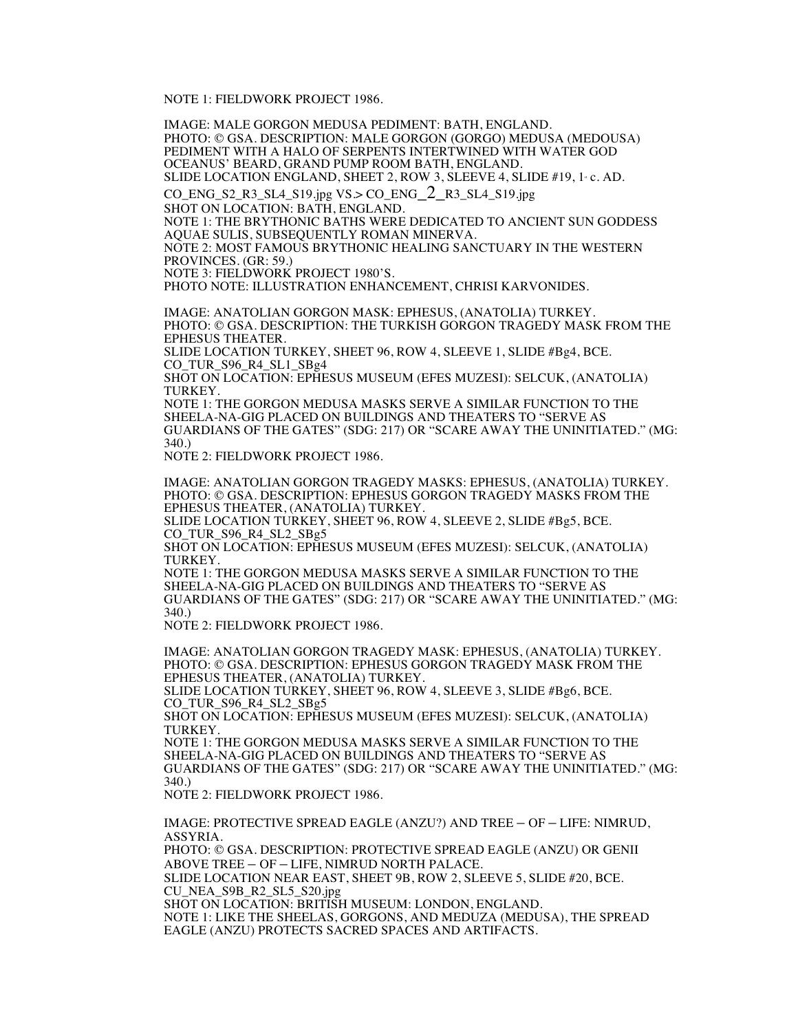NOTE 1: FIELDWORK PROJECT 1986.

IMAGE: MALE GORGON MEDUSA PEDIMENT: BATH, ENGLAND.
PHOTO: © GSA. DESCRIPTION: MALE GORGON (GORGO) MEDUSA (MEDOUSA) PEDIMENT WITH A HALO OF SERPENTS INTERTWINED WITH WATER GOD OCEANUS' BEARD, GRAND PUMP ROOM BATH, ENGLAND.
SLIDE LOCATION ENGLAND, SHEET 2, ROW 3, SLEEVE 4, SLIDE #19, 1st c. AD.
CO_ENG_S2_R3_SL4_S19.jpg VS.> CO_ENG_2_R3_SL4_S19.jpg
SHOT ON LOCATION: BATH, ENGLAND.
NOTE 1: THE BRYTHONIC BATHS WERE DEDICATED TO ANCIENT SUN GODDESS AQUAE SULIS, SUBSEQUENTLY ROMAN MINERVA.
NOTE 2: MOST FAMOUS BRYTHONIC HEALING SANCTUARY IN THE WESTERN PROVINCES. (GR: 59.)
NOTE 3: FIELDWORK PROJECT 1980'S.
PHOTO NOTE: ILLUSTRATION ENHANCEMENT, CHRISI KARVONIDES.

IMAGE: ANATOLIAN GORGON MASK: EPHESUS, (ANATOLIA) TURKEY.
PHOTO: © GSA. DESCRIPTION: THE TURKISH GORGON TRAGEDY MASK FROM THE EPHESUS THEATER.
SLIDE LOCATION TURKEY, SHEET 96, ROW 4, SLEEVE 1, SLIDE #Bg4, BCE.
CO_TUR_S96_R4_SL1_SBg4
SHOT ON LOCATION: EPHESUS MUSEUM (EFES MUZESI): SELCUK, (ANATOLIA) TURKEY.
NOTE 1: THE GORGON MEDUSA MASKS SERVE A SIMILAR FUNCTION TO THE SHEELA-NA-GIG PLACED ON BUILDINGS AND THEATERS TO "SERVE AS GUARDIANS OF THE GATES" (SDG: 217) OR "SCARE AWAY THE UNINITIATED." (MG: 340.)
NOTE 2: FIELDWORK PROJECT 1986.

IMAGE: ANATOLIAN GORGON TRAGEDY MASKS: EPHESUS, (ANATOLIA) TURKEY.
PHOTO: © GSA. DESCRIPTION: EPHESUS GORGON TRAGEDY MASKS FROM THE EPHESUS THEATER, (ANATOLIA) TURKEY.
SLIDE LOCATION TURKEY, SHEET 96, ROW 4, SLEEVE 2, SLIDE #Bg5, BCE.
CO_TUR_S96_R4_SL2_SBg5
SHOT ON LOCATION: EPHESUS MUSEUM (EFES MUZESI): SELCUK, (ANATOLIA) TURKEY.
NOTE 1: THE GORGON MEDUSA MASKS SERVE A SIMILAR FUNCTION TO THE SHEELA-NA-GIG PLACED ON BUILDINGS AND THEATERS TO "SERVE AS GUARDIANS OF THE GATES" (SDG: 217) OR "SCARE AWAY THE UNINITIATED." (MG: 340.)
NOTE 2: FIELDWORK PROJECT 1986.

IMAGE: ANATOLIAN GORGON TRAGEDY MASK: EPHESUS, (ANATOLIA) TURKEY.
PHOTO: © GSA. DESCRIPTION: EPHESUS GORGON TRAGEDY MASK FROM THE EPHESUS THEATER, (ANATOLIA) TURKEY.
SLIDE LOCATION TURKEY, SHEET 96, ROW 4, SLEEVE 3, SLIDE #Bg6, BCE.
CO_TUR_S96_R4_SL2_SBg5
SHOT ON LOCATION: EPHESUS MUSEUM (EFES MUZESI): SELCUK, (ANATOLIA) TURKEY.
NOTE 1: THE GORGON MEDUSA MASKS SERVE A SIMILAR FUNCTION TO THE SHEELA-NA-GIG PLACED ON BUILDINGS AND THEATERS TO "SERVE AS GUARDIANS OF THE GATES" (SDG: 217) OR "SCARE AWAY THE UNINITIATED." (MG: 340.)
NOTE 2: FIELDWORK PROJECT 1986.

IMAGE: PROTECTIVE SPREAD EAGLE (ANZU?) AND TREE – OF – LIFE: NIMRUD, ASSYRIA.
PHOTO: © GSA. DESCRIPTION: PROTECTIVE SPREAD EAGLE (ANZU) OR GENII ABOVE TREE – OF – LIFE, NIMRUD NORTH PALACE.
SLIDE LOCATION NEAR EAST, SHEET 9B, ROW 2, SLEEVE 5, SLIDE #20, BCE.
CU_NEA_S9B_R2_SL5_S20.jpg
SHOT ON LOCATION: BRITISH MUSEUM: LONDON, ENGLAND.
NOTE 1: LIKE THE SHEELAS, GORGONS, AND MEDUZA (MEDUSA), THE SPREAD EAGLE (ANZU) PROTECTS SACRED SPACES AND ARTIFACTS.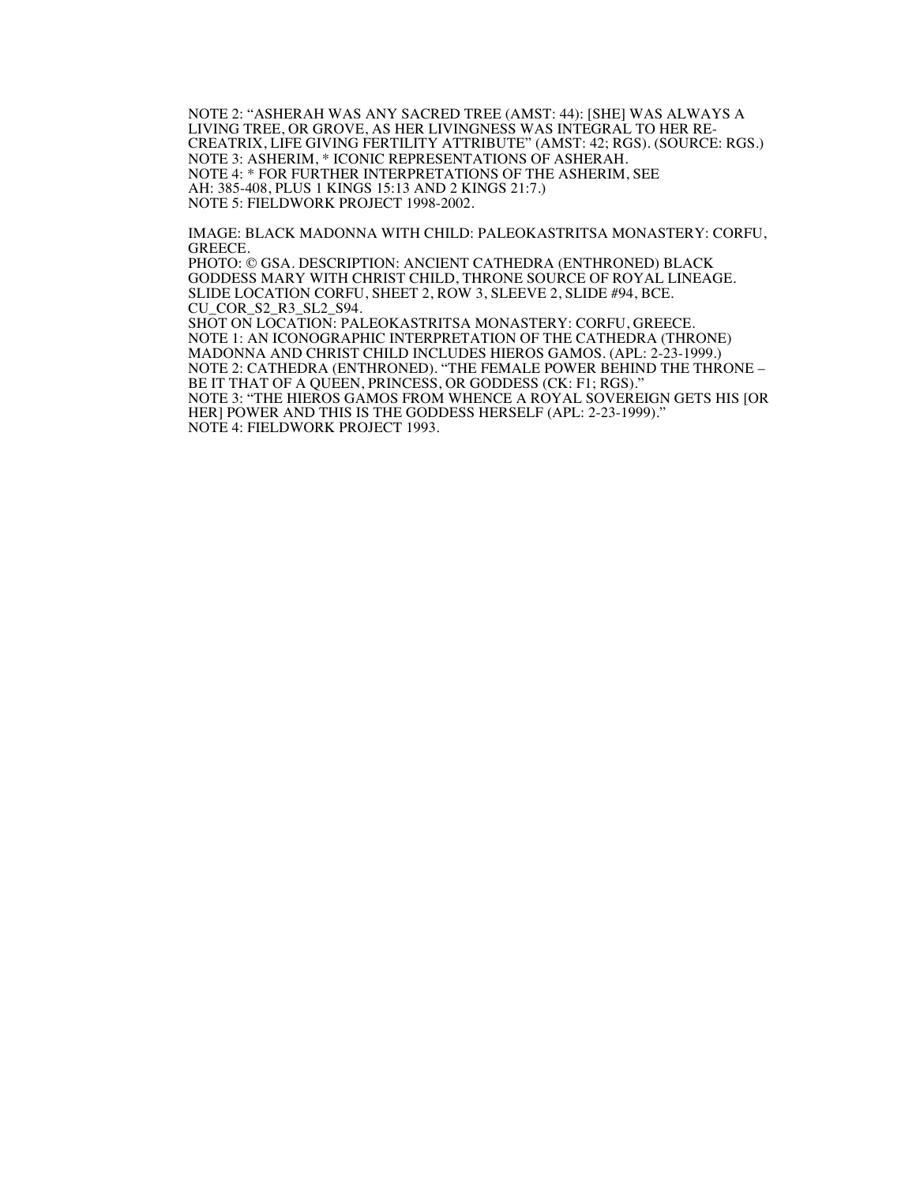NOTE 2: "ASHERAH WAS ANY SACRED TREE (AMST: 44): [SHE] WAS ALWAYS A LIVING TREE, OR GROVE, AS HER LIVINGNESS WAS INTEGRAL TO HER RE-CREATRIX, LIFE GIVING FERTILITY ATTRIBUTE" (AMST: 42; RGS). (SOURCE: RGS.)
NOTE 3: ASHERIM, * ICONIC REPRESENTATIONS OF ASHERAH.
NOTE 4: * FOR FURTHER INTERPRETATIONS OF THE ASHERIM, SEE AH: 385-408, PLUS 1 KINGS 15:13 AND 2 KINGS 21:7.)
NOTE 5: FIELDWORK PROJECT 1998-2002.

IMAGE: BLACK MADONNA WITH CHILD: PALEOKASTRITSA MONASTERY: CORFU, GREECE.
PHOTO: © GSA. DESCRIPTION: ANCIENT CATHEDRA (ENTHRONED) BLACK GODDESS MARY WITH CHRIST CHILD, THRONE SOURCE OF ROYAL LINEAGE.
SLIDE LOCATION CORFU, SHEET 2, ROW 3, SLEEVE 2, SLIDE #94, BCE.
CU_COR_S2_R3_SL2_S94.
SHOT ON LOCATION: PALEOKASTRITSA MONASTERY: CORFU, GREECE.
NOTE 1: AN ICONOGRAPHIC INTERPRETATION OF THE CATHEDRA (THRONE) MADONNA AND CHRIST CHILD INCLUDES HIEROS GAMOS. (APL: 2-23-1999.)
NOTE 2: CATHEDRA (ENTHRONED). "THE FEMALE POWER BEHIND THE THRONE – BE IT THAT OF A QUEEN, PRINCESS, OR GODDESS (CK: F1; RGS)."
NOTE 3: "THE HIEROS GAMOS FROM WHENCE A ROYAL SOVEREIGN GETS HIS [OR HER] POWER AND THIS IS THE GODDESS HERSELF (APL: 2-23-1999)."
NOTE 4: FIELDWORK PROJECT 1993.